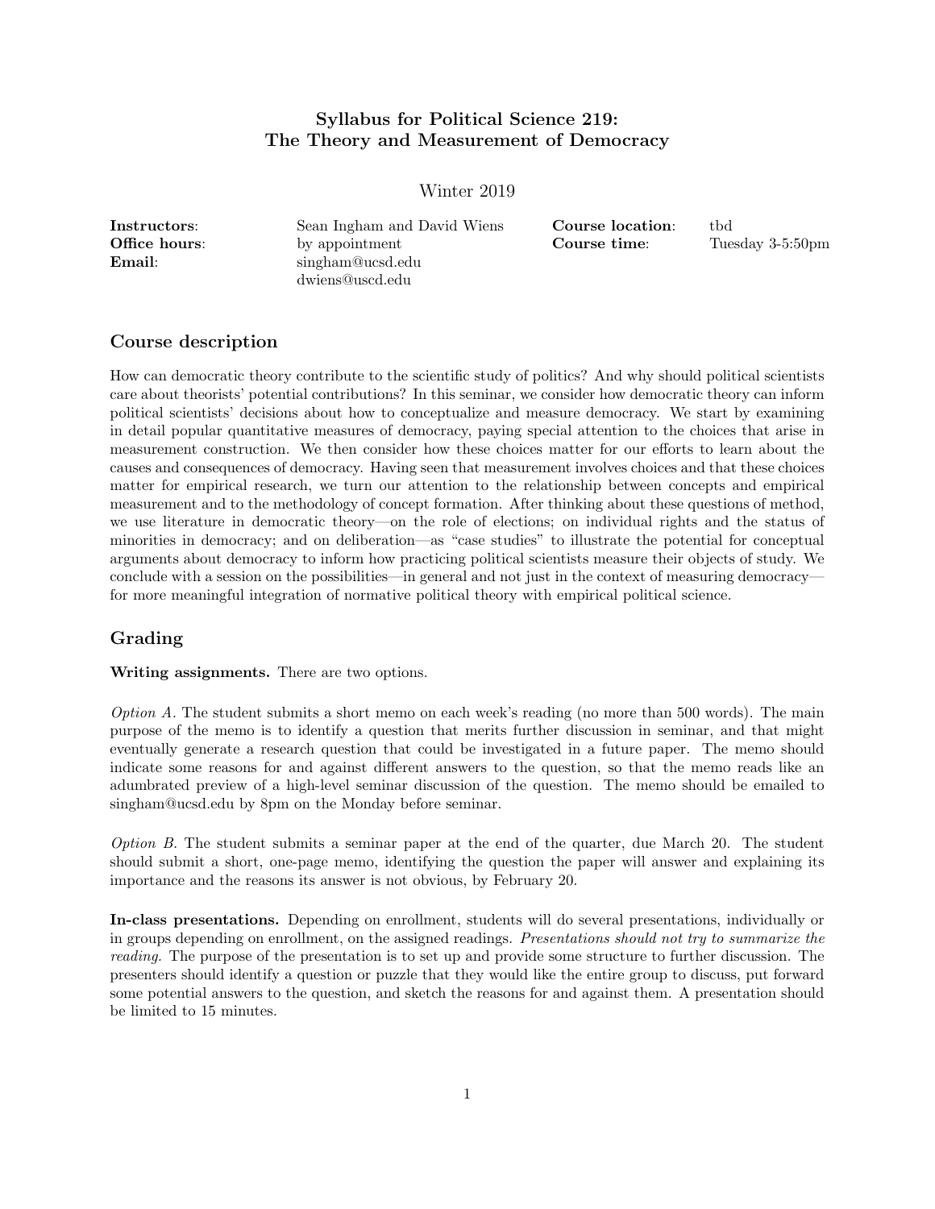# Syllabus for Political Science 219: The Theory and Measurement of Democracy

Winter 2019

| | | | |
|---|---|---|---|
| **Instructors**: | Sean Ingham and David Wiens | **Course location**: | tbd |
| **Office hours**: | by appointment | **Course time**: | Tuesday 3-5:50pm |
| **Email**: | singham@ucsd.edu<br>dwiens@uscd.edu | | |

## Course description

How can democratic theory contribute to the scientific study of politics? And why should political scientists care about theorists' potential contributions? In this seminar, we consider how democratic theory can inform political scientists' decisions about how to conceptualize and measure democracy. We start by examining in detail popular quantitative measures of democracy, paying special attention to the choices that arise in measurement construction. We then consider how these choices matter for our efforts to learn about the causes and consequences of democracy. Having seen that measurement involves choices and that these choices matter for empirical research, we turn our attention to the relationship between concepts and empirical measurement and to the methodology of concept formation. After thinking about these questions of method, we use literature in democratic theory—on the role of elections; on individual rights and the status of minorities in democracy; and on deliberation—as "case studies" to illustrate the potential for conceptual arguments about democracy to inform how practicing political scientists measure their objects of study. We conclude with a session on the possibilities—in general and not just in the context of measuring democracy—for more meaningful integration of normative political theory with empirical political science.

## Grading

**Writing assignments.** There are two options.

*Option A.* The student submits a short memo on each week's reading (no more than 500 words). The main purpose of the memo is to identify a question that merits further discussion in seminar, and that might eventually generate a research question that could be investigated in a future paper. The memo should indicate some reasons for and against different answers to the question, so that the memo reads like an adumbrated preview of a high-level seminar discussion of the question. The memo should be emailed to singham@ucsd.edu by 8pm on the Monday before seminar.

*Option B.* The student submits a seminar paper at the end of the quarter, due March 20. The student should submit a short, one-page memo, identifying the question the paper will answer and explaining its importance and the reasons its answer is not obvious, by February 20.

**In-class presentations.** Depending on enrollment, students will do several presentations, individually or in groups depending on enrollment, on the assigned readings. *Presentations should not try to summarize the reading.* The purpose of the presentation is to set up and provide some structure to further discussion. The presenters should identify a question or puzzle that they would like the entire group to discuss, put forward some potential answers to the question, and sketch the reasons for and against them. A presentation should be limited to 15 minutes.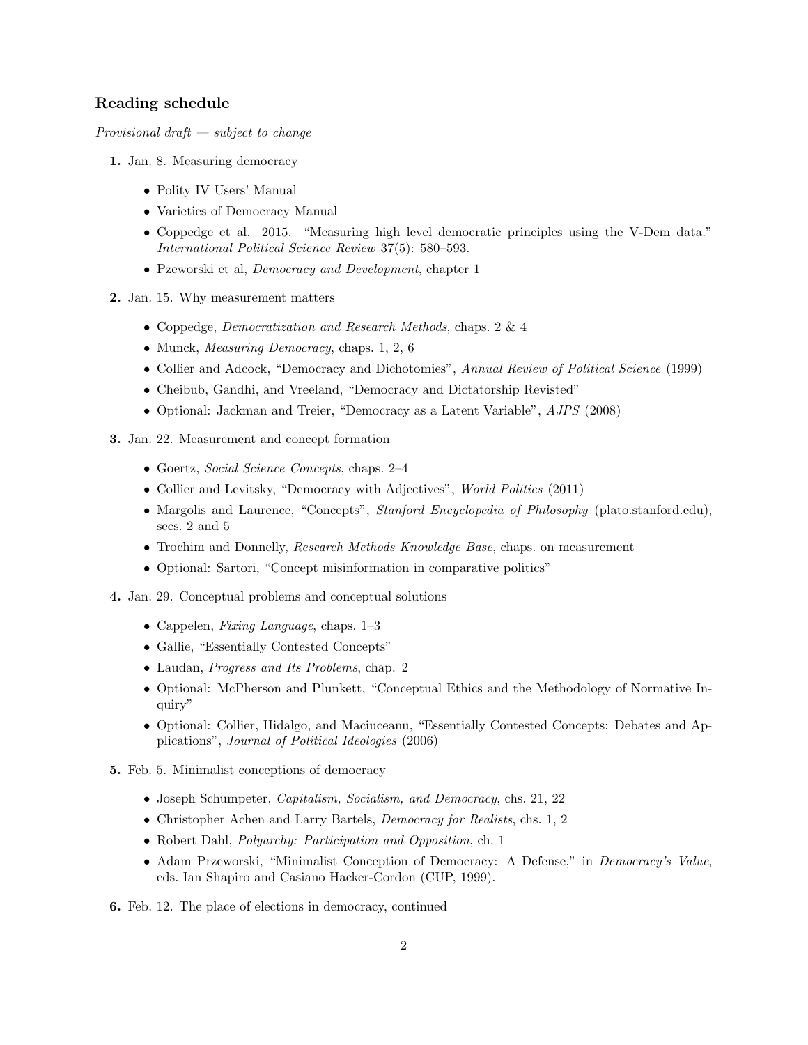## Reading schedule

*Provisional draft — subject to change*

**1.** Jan. 8. Measuring democracy

- Polity IV Users' Manual
- Varieties of Democracy Manual
- Coppedge et al. 2015. "Measuring high level democratic principles using the V-Dem data." *International Political Science Review* 37(5): 580–593.
- Pzeworski et al, *Democracy and Development*, chapter 1

**2.** Jan. 15. Why measurement matters

- Coppedge, *Democratization and Research Methods*, chaps. 2 & 4
- Munck, *Measuring Democracy*, chaps. 1, 2, 6
- Collier and Adcock, "Democracy and Dichotomies", *Annual Review of Political Science* (1999)
- Cheibub, Gandhi, and Vreeland, "Democracy and Dictatorship Revisted"
- Optional: Jackman and Treier, "Democracy as a Latent Variable", *AJPS* (2008)

**3.** Jan. 22. Measurement and concept formation

- Goertz, *Social Science Concepts*, chaps. 2–4
- Collier and Levitsky, "Democracy with Adjectives", *World Politics* (2011)
- Margolis and Laurence, "Concepts", *Stanford Encyclopedia of Philosophy* (plato.stanford.edu), secs. 2 and 5
- Trochim and Donnelly, *Research Methods Knowledge Base*, chaps. on measurement
- Optional: Sartori, "Concept misinformation in comparative politics"

**4.** Jan. 29. Conceptual problems and conceptual solutions

- Cappelen, *Fixing Language*, chaps. 1–3
- Gallie, "Essentially Contested Concepts"
- Laudan, *Progress and Its Problems*, chap. 2
- Optional: McPherson and Plunkett, "Conceptual Ethics and the Methodology of Normative Inquiry"
- Optional: Collier, Hidalgo, and Maciuceanu, "Essentially Contested Concepts: Debates and Applications", *Journal of Political Ideologies* (2006)

**5.** Feb. 5. Minimalist conceptions of democracy

- Joseph Schumpeter, *Capitalism, Socialism, and Democracy*, chs. 21, 22
- Christopher Achen and Larry Bartels, *Democracy for Realists*, chs. 1, 2
- Robert Dahl, *Polyarchy: Participation and Opposition*, ch. 1
- Adam Przeworski, "Minimalist Conception of Democracy: A Defense," in *Democracy's Value*, eds. Ian Shapiro and Casiano Hacker-Cordon (CUP, 1999).

**6.** Feb. 12. The place of elections in democracy, continued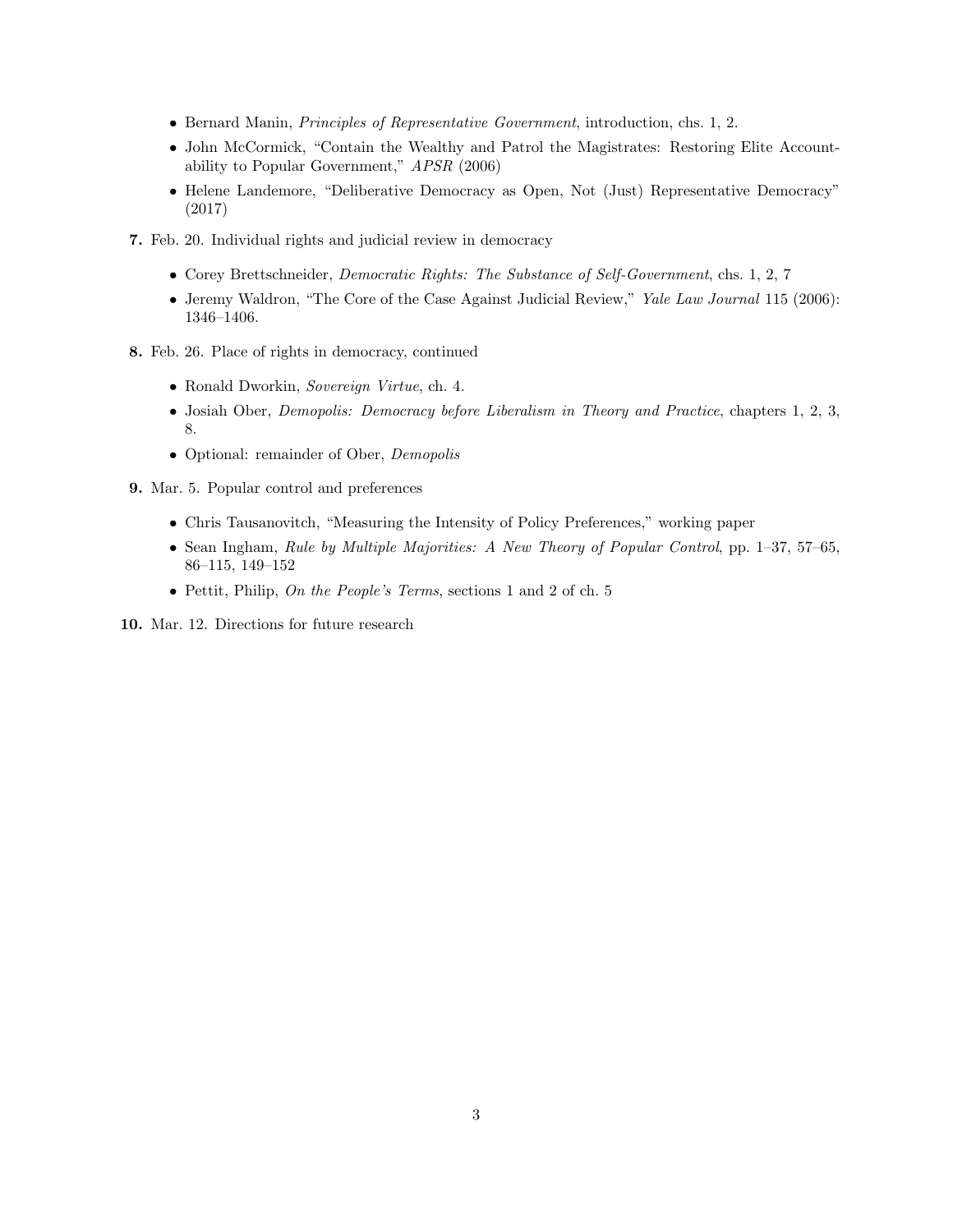- Bernard Manin, *Principles of Representative Government*, introduction, chs. 1, 2.
- John McCormick, "Contain the Wealthy and Patrol the Magistrates: Restoring Elite Accountability to Popular Government," *APSR* (2006)
- Helene Landemore, "Deliberative Democracy as Open, Not (Just) Representative Democracy" (2017)

**7.** Feb. 20. Individual rights and judicial review in democracy

- Corey Brettschneider, *Democratic Rights: The Substance of Self-Government*, chs. 1, 2, 7
- Jeremy Waldron, "The Core of the Case Against Judicial Review," *Yale Law Journal* 115 (2006): 1346–1406.

**8.** Feb. 26. Place of rights in democracy, continued

- Ronald Dworkin, *Sovereign Virtue*, ch. 4.
- Josiah Ober, *Demopolis: Democracy before Liberalism in Theory and Practice*, chapters 1, 2, 3, 8.
- Optional: remainder of Ober, *Demopolis*

**9.** Mar. 5. Popular control and preferences

- Chris Tausanovitch, "Measuring the Intensity of Policy Preferences," working paper
- Sean Ingham, *Rule by Multiple Majorities: A New Theory of Popular Control*, pp. 1–37, 57–65, 86–115, 149–152
- Pettit, Philip, *On the People's Terms*, sections 1 and 2 of ch. 5

**10.** Mar. 12. Directions for future research